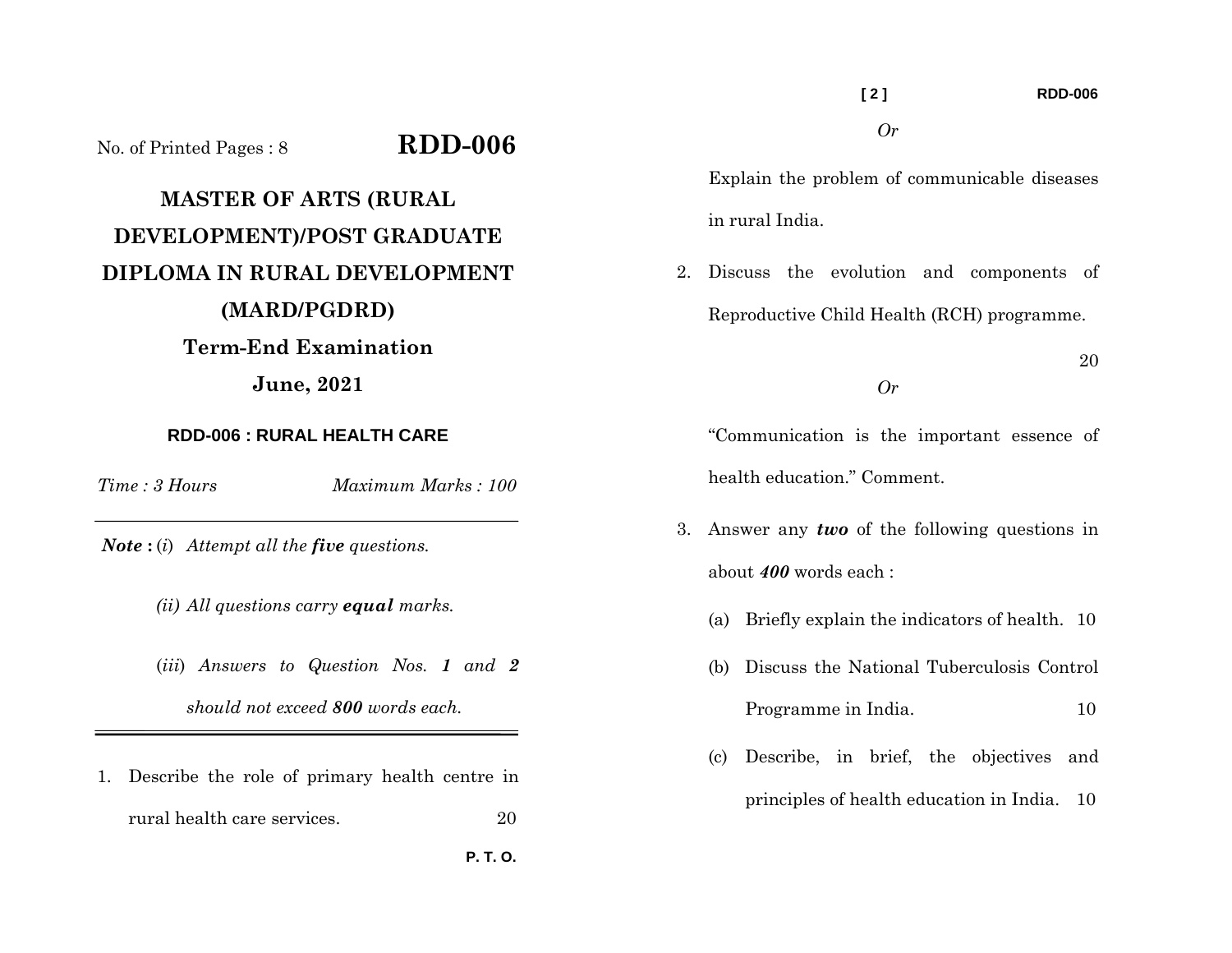No. of Printed Pages : 8

# RDD-006

## MASTER OF ARTS (RURAL DEVELOPMENT)/POST GRADUATE DIPLOMA IN RURAL DEVELOPMENT (MARD/PGDRD)

### Term-End Examination

### June, 2021

**RDD-006 : RURAL HEALTH CARE**

*Time : 3 Hours* *Maximum Marks : 100*

***Note :*** (*i*) *Attempt all the **five** questions.*

*(ii) All questions carry **equal** marks.*

(*iii*) *Answers to Question Nos. **1** and **2** should not exceed **800** words each.*

1. Describe the role of primary health centre in rural health care services. 20

*Or*

Explain the problem of communicable diseases in rural India.

2. Discuss the evolution and components of Reproductive Child Health (RCH) programme. 20

*Or*

"Communication is the important essence of health education." Comment.

3. Answer any ***two*** of the following questions in about ***400*** words each :

   (a) Briefly explain the indicators of health. 10

   (b) Discuss the National Tuberculosis Control Programme in India. 10

   (c) Describe, in brief, the objectives and principles of health education in India. 10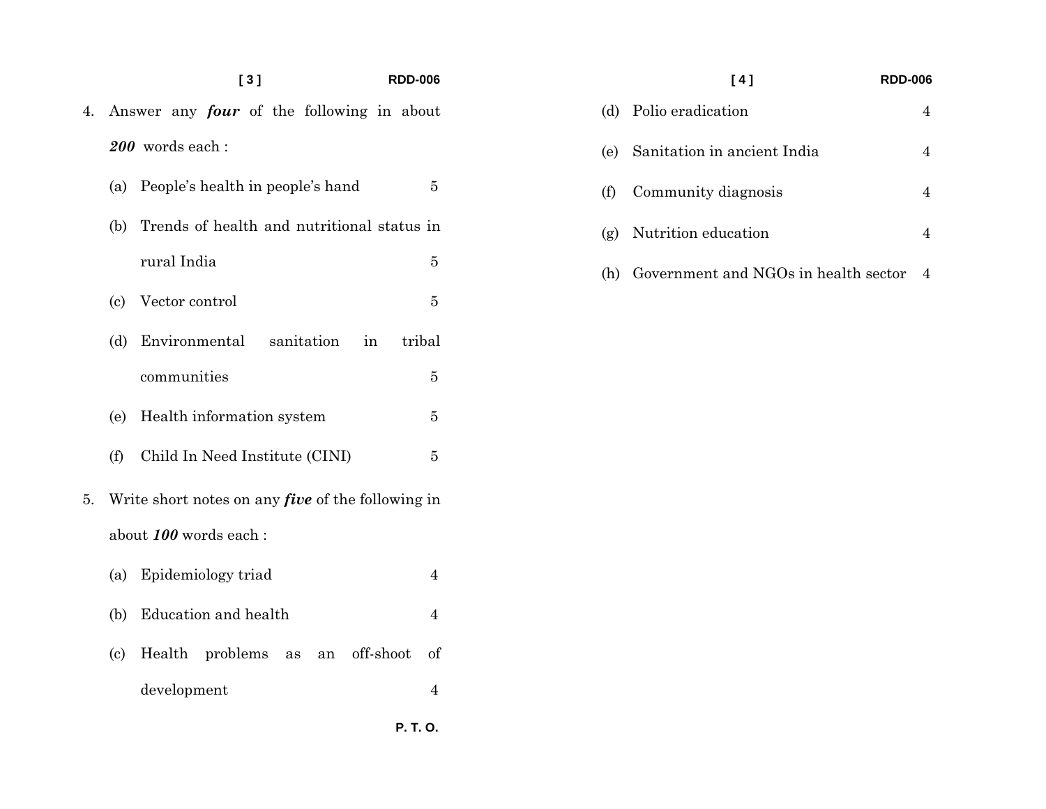4. Answer any ***four*** of the following in about ***200*** words each :

   (a) People's health in people's hand 5

   (b) Trends of health and nutritional status in rural India 5

   (c) Vector control 5

   (d) Environmental sanitation in tribal communities 5

   (e) Health information system 5

   (f) Child In Need Institute (CINI) 5

5. Write short notes on any ***five*** of the following in about ***100*** words each :

   (a) Epidemiology triad 4

   (b) Education and health 4

   (c) Health problems as an off-shoot of development 4

   (d) Polio eradication 4

   (e) Sanitation in ancient India 4

   (f) Community diagnosis 4

   (g) Nutrition education 4

   (h) Government and NGOs in health sector 4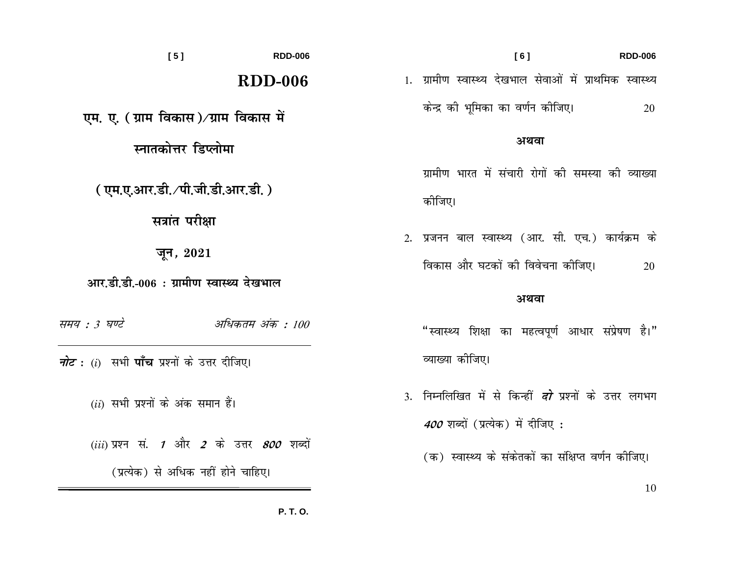# RDD-006

## एम. ए. (ग्राम विकास)/ग्राम विकास में स्नातकोत्तर डिप्लोमा

## (एम.ए.आर.डी./पी.जी.डी.आर.डी.)

## सत्रांत परीक्षा

## जून, 2021

### आर.डी.डी.-006 : ग्रामीण स्वास्थ्य देखभाल

*समय : 3 घण्टे* *अधिकतम अंक : 100*

***नोट :*** (*i*) सभी **पाँच** प्रश्नों के उत्तर दीजिए।

(*ii*) सभी प्रश्नों के अंक समान हैं।

(*iii*) प्रश्न सं. ***1*** और ***2*** के उत्तर ***800*** शब्दों (प्रत्येक) से अधिक नहीं होने चाहिए।

1. ग्रामीण स्वास्थ्य देखभाल सेवाओं में प्राथमिक स्वास्थ्य केन्द्र की भूमिका का वर्णन कीजिए। 20

**अथवा**

ग्रामीण भारत में संचारी रोगों की समस्या की व्याख्या कीजिए।

2. प्रजनन बाल स्वास्थ्य (आर. सी. एच.) कार्यक्रम के विकास और घटकों की विवेचना कीजिए। 20

**अथवा**

"स्वास्थ्य शिक्षा का महत्वपूर्ण आधार संप्रेषण है।" व्याख्या कीजिए।

3. निम्नलिखित में से किन्हीं ***दो*** प्रश्नों के उत्तर लगभग ***400*** शब्दों (प्रत्येक) में दीजिए :

(क) स्वास्थ्य के संकेतकों का संक्षिप्त वर्णन कीजिए। 10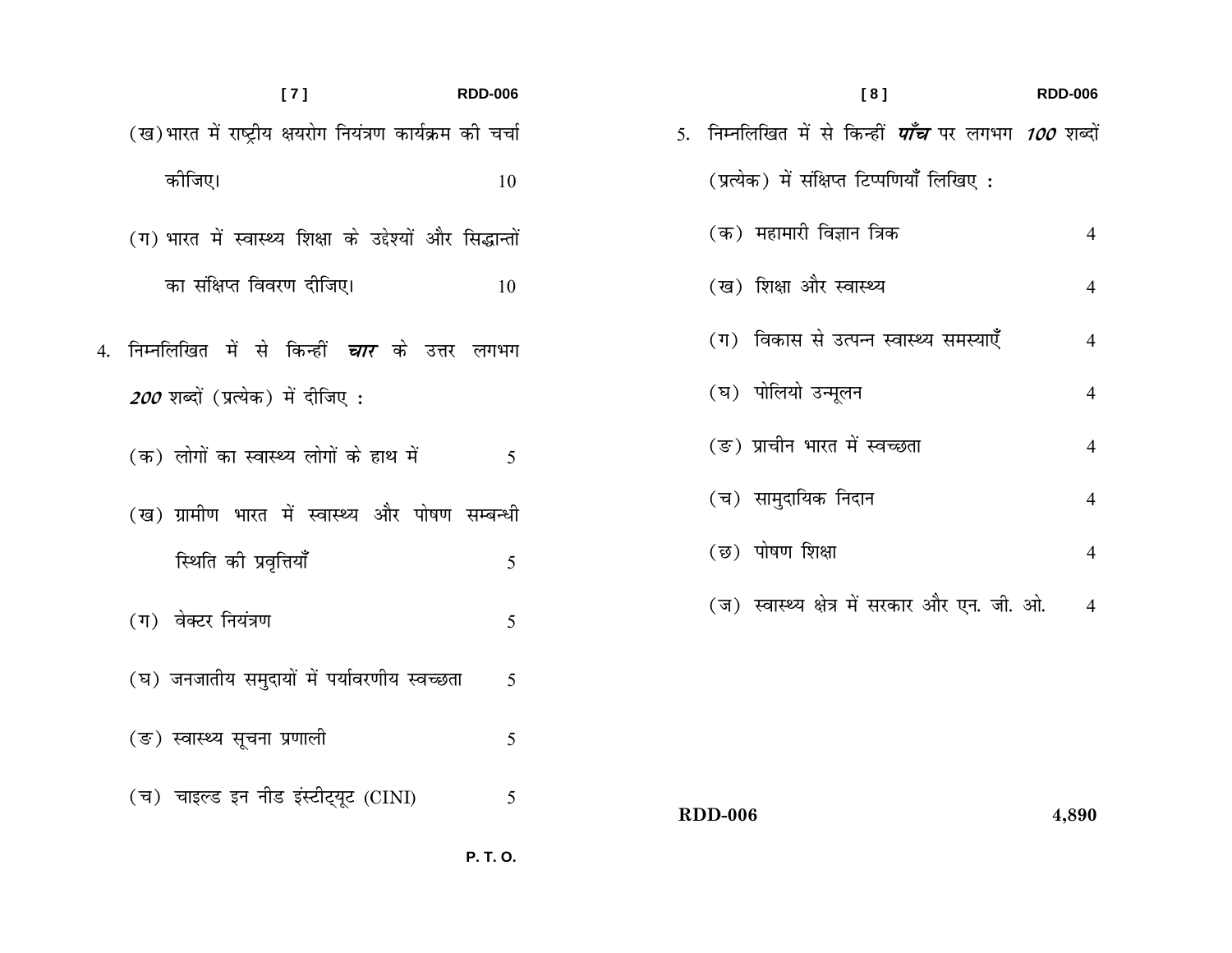(ख) भारत में राष्ट्रीय क्षयरोग नियंत्रण कार्यक्रम की चर्चा कीजिए। 10

(ग) भारत में स्वास्थ्य शिक्षा के उद्देश्यों और सिद्धान्तों का संक्षिप्त विवरण दीजिए। 10

4. निम्नलिखित में से किन्हीं ***चार*** के उत्तर लगभग ***200*** शब्दों (प्रत्येक) में दीजिए :

(क) लोगों का स्वास्थ्य लोगों के हाथ में 5

(ख) ग्रामीण भारत में स्वास्थ्य और पोषण सम्बन्धी स्थिति की प्रवृत्तियाँ 5

(ग) वेक्टर नियंत्रण 5

(घ) जनजातीय समुदायों में पर्यावरणीय स्वच्छता 5

(ङ) स्वास्थ्य सूचना प्रणाली 5

(च) चाइल्ड इन नीड इंस्टीट्यूट (CINI) 5

5. निम्नलिखित में से किन्हीं ***पाँच*** पर लगभग ***100*** शब्दों (प्रत्येक) में संक्षिप्त टिप्पणियाँ लिखिए :

(क) महामारी विज्ञान त्रिक 4

(ख) शिक्षा और स्वास्थ्य 4

(ग) विकास से उत्पन्न स्वास्थ्य समस्याएँ 4

(घ) पोलियो उन्मूलन 4

(ङ) प्राचीन भारत में स्वच्छता 4

(च) सामुदायिक निदान 4

(छ) पोषण शिक्षा 4

(ज) स्वास्थ्य क्षेत्र में सरकार और एन. जी. ओ. 4